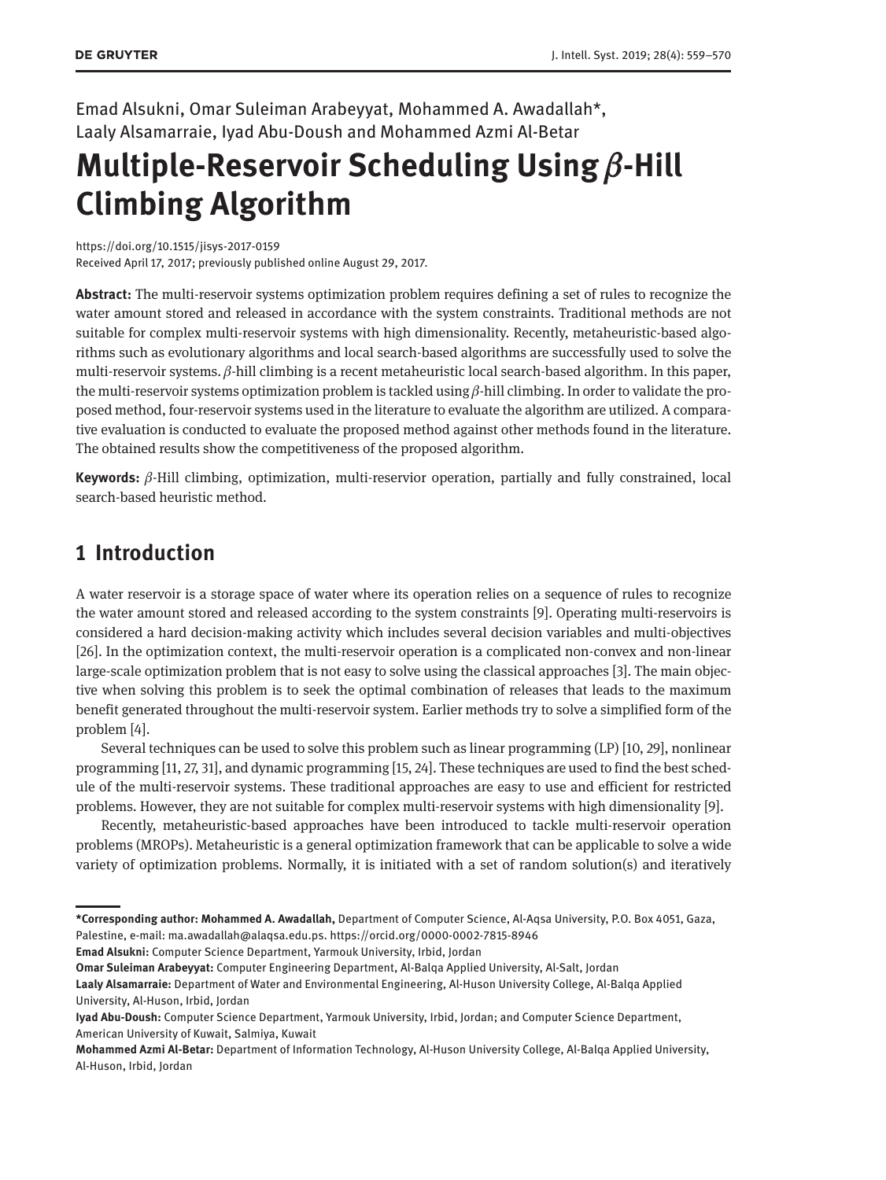Emad Alsukni, Omar Suleiman Arabeyyat, Mohammed A. Awadallah*, Laaly Alsamarraie, Iyad Abu-Doush and Mohammed Azmi Al-Betar

# Multiple-Reservoir Scheduling Using $\beta$-Hill Climbing Algorithm

https://doi.org/10.1515/jisys-2017-0159
Received April 17, 2017; previously published online August 29, 2017.

**Abstract:** The multi-reservoir systems optimization problem requires defining a set of rules to recognize the water amount stored and released in accordance with the system constraints. Traditional methods are not suitable for complex multi-reservoir systems with high dimensionality. Recently, metaheuristic-based algorithms such as evolutionary algorithms and local search-based algorithms are successfully used to solve the multi-reservoir systems. $\beta$-hill climbing is a recent metaheuristic local search-based algorithm. In this paper, the multi-reservoir systems optimization problem is tackled using $\beta$-hill climbing. In order to validate the proposed method, four-reservoir systems used in the literature to evaluate the algorithm are utilized. A comparative evaluation is conducted to evaluate the proposed method against other methods found in the literature. The obtained results show the competitiveness of the proposed algorithm.

**Keywords:** $\beta$-Hill climbing, optimization, multi-reservior operation, partially and fully constrained, local search-based heuristic method.

## 1 Introduction

A water reservoir is a storage space of water where its operation relies on a sequence of rules to recognize the water amount stored and released according to the system constraints [9]. Operating multi-reservoirs is considered a hard decision-making activity which includes several decision variables and multi-objectives [26]. In the optimization context, the multi-reservoir operation is a complicated non-convex and non-linear large-scale optimization problem that is not easy to solve using the classical approaches [3]. The main objective when solving this problem is to seek the optimal combination of releases that leads to the maximum benefit generated throughout the multi-reservoir system. Earlier methods try to solve a simplified form of the problem [4].

Several techniques can be used to solve this problem such as linear programming (LP) [10, 29], nonlinear programming [11, 27, 31], and dynamic programming [15, 24]. These techniques are used to find the best schedule of the multi-reservoir systems. These traditional approaches are easy to use and efficient for restricted problems. However, they are not suitable for complex multi-reservoir systems with high dimensionality [9].

Recently, metaheuristic-based approaches have been introduced to tackle multi-reservoir operation problems (MROPs). Metaheuristic is a general optimization framework that can be applicable to solve a wide variety of optimization problems. Normally, it is initiated with a set of random solution(s) and iteratively

---

***Corresponding author: Mohammed A. Awadallah,** Department of Computer Science, Al-Aqsa University, P.O. Box 4051, Gaza, Palestine, e-mail: ma.awadallah@alaqsa.edu.ps. https://orcid.org/0000-0002-7815-8946
**Emad Alsukni:** Computer Science Department, Yarmouk University, Irbid, Jordan
**Omar Suleiman Arabeyyat:** Computer Engineering Department, Al-Balqa Applied University, Al-Salt, Jordan
**Laaly Alsamarraie:** Department of Water and Environmental Engineering, Al-Huson University College, Al-Balqa Applied University, Al-Huson, Irbid, Jordan
**Iyad Abu-Doush:** Computer Science Department, Yarmouk University, Irbid, Jordan; and Computer Science Department, American University of Kuwait, Salmiya, Kuwait
**Mohammed Azmi Al-Betar:** Department of Information Technology, Al-Huson University College, Al-Balqa Applied University, Al-Huson, Irbid, Jordan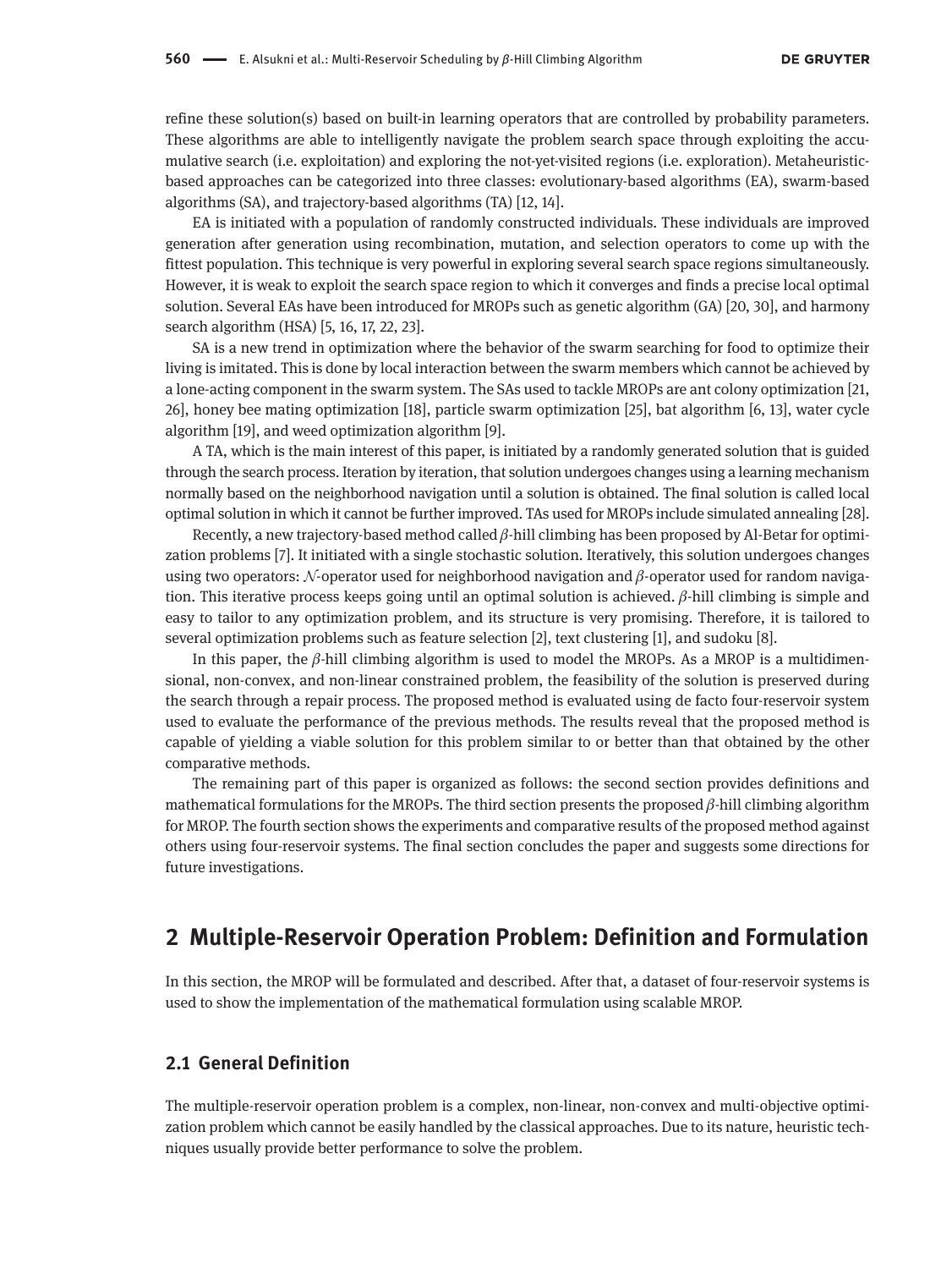refine these solution(s) based on built-in learning operators that are controlled by probability parameters. These algorithms are able to intelligently navigate the problem search space through exploiting the accumulative search (i.e. exploitation) and exploring the not-yet-visited regions (i.e. exploration). Metaheuristic-based approaches can be categorized into three classes: evolutionary-based algorithms (EA), swarm-based algorithms (SA), and trajectory-based algorithms (TA) [12, 14].

EA is initiated with a population of randomly constructed individuals. These individuals are improved generation after generation using recombination, mutation, and selection operators to come up with the fittest population. This technique is very powerful in exploring several search space regions simultaneously. However, it is weak to exploit the search space region to which it converges and finds a precise local optimal solution. Several EAs have been introduced for MROPs such as genetic algorithm (GA) [20, 30], and harmony search algorithm (HSA) [5, 16, 17, 22, 23].

SA is a new trend in optimization where the behavior of the swarm searching for food to optimize their living is imitated. This is done by local interaction between the swarm members which cannot be achieved by a lone-acting component in the swarm system. The SAs used to tackle MROPs are ant colony optimization [21, 26], honey bee mating optimization [18], particle swarm optimization [25], bat algorithm [6, 13], water cycle algorithm [19], and weed optimization algorithm [9].

A TA, which is the main interest of this paper, is initiated by a randomly generated solution that is guided through the search process. Iteration by iteration, that solution undergoes changes using a learning mechanism normally based on the neighborhood navigation until a solution is obtained. The final solution is called local optimal solution in which it cannot be further improved. TAs used for MROPs include simulated annealing [28].

Recently, a new trajectory-based method called $\beta$-hill climbing has been proposed by Al-Betar for optimization problems [7]. It initiated with a single stochastic solution. Iteratively, this solution undergoes changes using two operators: $\mathcal{N}$-operator used for neighborhood navigation and $\beta$-operator used for random navigation. This iterative process keeps going until an optimal solution is achieved. $\beta$-hill climbing is simple and easy to tailor to any optimization problem, and its structure is very promising. Therefore, it is tailored to several optimization problems such as feature selection [2], text clustering [1], and sudoku [8].

In this paper, the $\beta$-hill climbing algorithm is used to model the MROPs. As a MROP is a multidimensional, non-convex, and non-linear constrained problem, the feasibility of the solution is preserved during the search through a repair process. The proposed method is evaluated using de facto four-reservoir system used to evaluate the performance of the previous methods. The results reveal that the proposed method is capable of yielding a viable solution for this problem similar to or better than that obtained by the other comparative methods.

The remaining part of this paper is organized as follows: the second section provides definitions and mathematical formulations for the MROPs. The third section presents the proposed $\beta$-hill climbing algorithm for MROP. The fourth section shows the experiments and comparative results of the proposed method against others using four-reservoir systems. The final section concludes the paper and suggests some directions for future investigations.

## 2 Multiple-Reservoir Operation Problem: Definition and Formulation

In this section, the MROP will be formulated and described. After that, a dataset of four-reservoir systems is used to show the implementation of the mathematical formulation using scalable MROP.

### 2.1 General Definition

The multiple-reservoir operation problem is a complex, non-linear, non-convex and multi-objective optimization problem which cannot be easily handled by the classical approaches. Due to its nature, heuristic techniques usually provide better performance to solve the problem.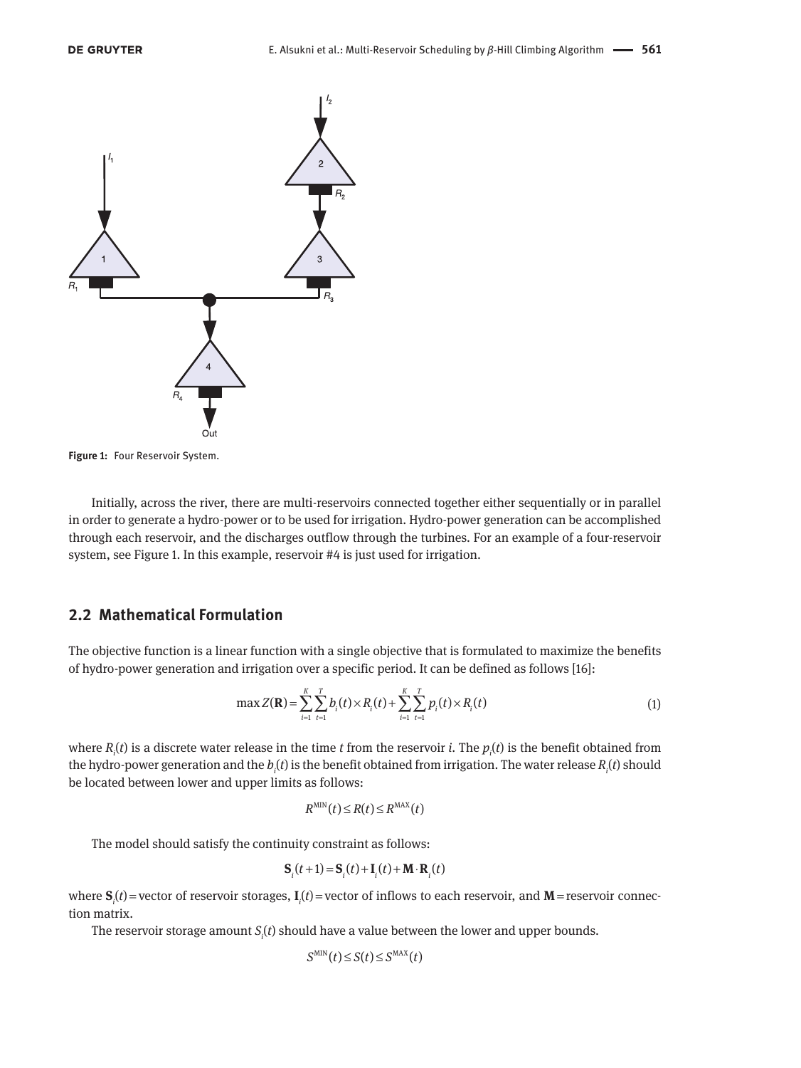Figure 1: Four Reservoir System.

Initially, across the river, there are multi-reservoirs connected together either sequentially or in parallel in order to generate a hydro-power or to be used for irrigation. Hydro-power generation can be accomplished through each reservoir, and the discharges outflow through the turbines. For an example of a four-reservoir system, see Figure 1. In this example, reservoir #4 is just used for irrigation.

## 2.2 Mathematical Formulation

The objective function is a linear function with a single objective that is formulated to maximize the benefits of hydro-power generation and irrigation over a specific period. It can be defined as follows [16]:

$$\max Z(\mathbf{R}) = \sum_{i=1}^{K}\sum_{t=1}^{T} b_i(t) \times R_i(t) + \sum_{i=1}^{K}\sum_{t=1}^{T} p_i(t) \times R_i(t) \tag{1}$$

where $R_i(t)$ is a discrete water release in the time $t$ from the reservoir $i$. The $p_i(t)$ is the benefit obtained from the hydro-power generation and the $b_i(t)$ is the benefit obtained from irrigation. The water release $R_i(t)$ should be located between lower and upper limits as follows:

$$R^{\text{MIN}}(t) \le R(t) \le R^{\text{MAX}}(t)$$

The model should satisfy the continuity constraint as follows:

$$\mathbf{S}_i(t+1) = \mathbf{S}_i(t) + \mathbf{I}_i(t) + \mathbf{M} \cdot \mathbf{R}_i(t)$$

where $\mathbf{S}_i(t)$ = vector of reservoir storages, $\mathbf{I}_i(t)$ = vector of inflows to each reservoir, and $\mathbf{M}$ = reservoir connection matrix.

The reservoir storage amount $S_i(t)$ should have a value between the lower and upper bounds.

$$S^{\text{MIN}}(t) \le S(t) \le S^{\text{MAX}}(t)$$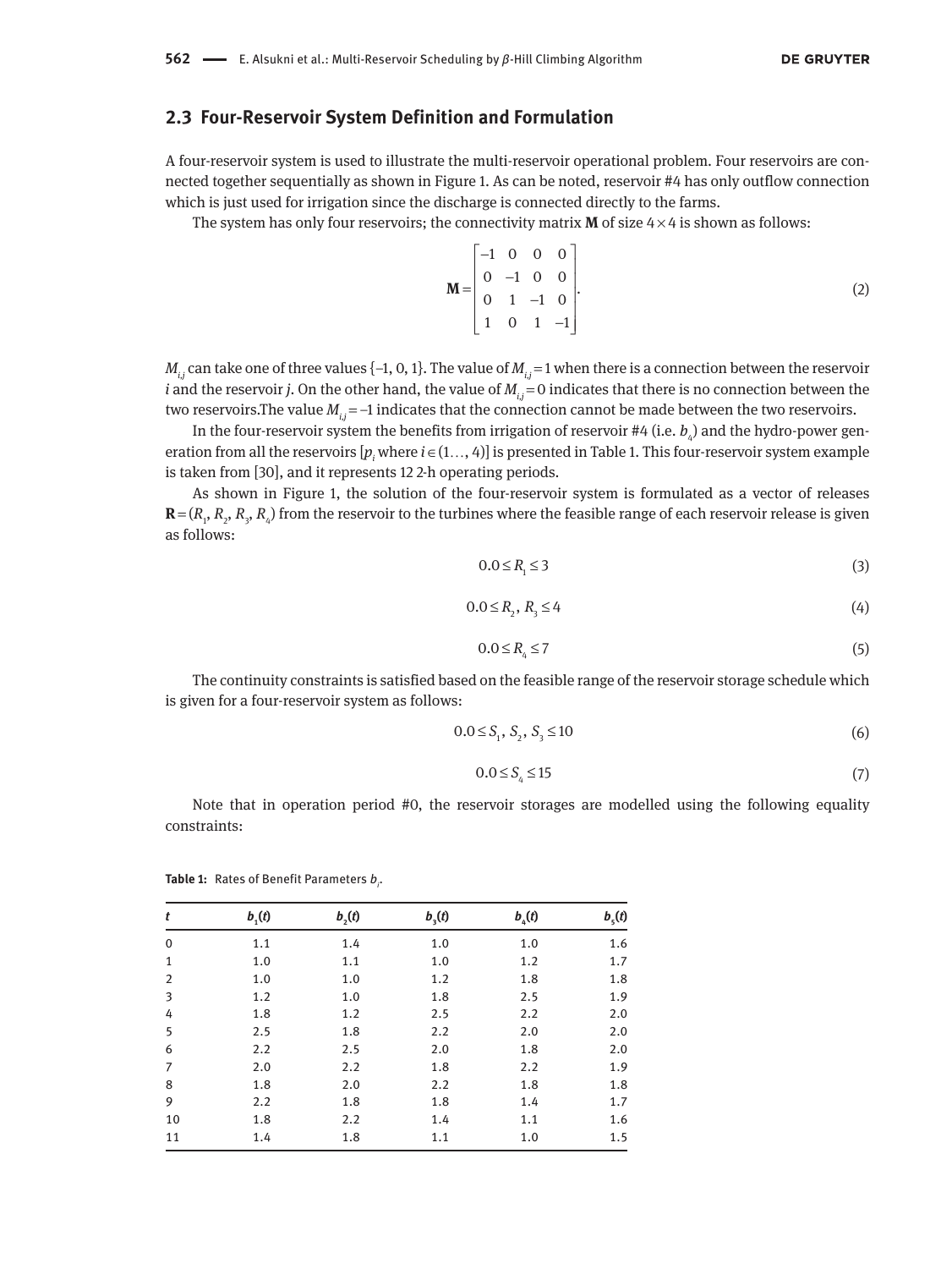## 2.3 Four-Reservoir System Definition and Formulation

A four-reservoir system is used to illustrate the multi-reservoir operational problem. Four reservoirs are connected together sequentially as shown in Figure 1. As can be noted, reservoir #4 has only outflow connection which is just used for irrigation since the discharge is connected directly to the farms.

The system has only four reservoirs; the connectivity matrix **M** of size 4×4 is shown as follows:

$$\mathbf{M} = \begin{bmatrix} -1 & 0 & 0 & 0 \\ 0 & -1 & 0 & 0 \\ 0 & 1 & -1 & 0 \\ 1 & 0 & 1 & -1 \end{bmatrix}. \tag{2}$$

$M_{i,j}$ can take one of three values {–1, 0, 1}. The value of $M_{i,j} = 1$ when there is a connection between the reservoir $i$ and the reservoir $j$. On the other hand, the value of $M_{i,j} = 0$ indicates that there is no connection between the two reservoirs.The value $M_{i,j} = -1$ indicates that the connection cannot be made between the two reservoirs.

In the four-reservoir system the benefits from irrigation of reservoir #4 (i.e. $b_4$) and the hydro-power generation from all the reservoirs [$p_i$ where $i \in (1\ldots, 4)$] is presented in Table 1. This four-reservoir system example is taken from [30], and it represents 12 2-h operating periods.

As shown in Figure 1, the solution of the four-reservoir system is formulated as a vector of releases $\mathbf{R} = (R_1, R_2, R_3, R_4)$ from the reservoir to the turbines where the feasible range of each reservoir release is given as follows:

$$0.0 \le R_1 \le 3 \tag{3}$$

$$0.0 \le R_2,\ R_3 \le 4 \tag{4}$$

$$0.0 \le R_4 \le 7 \tag{5}$$

The continuity constraints is satisfied based on the feasible range of the reservoir storage schedule which is given for a four-reservoir system as follows:

$$0.0 \le S_1,\ S_2,\ S_3 \le 10 \tag{6}$$

$$0.0 \le S_4 \le 15 \tag{7}$$

Note that in operation period #0, the reservoir storages are modelled using the following equality constraints:

**Table 1:** Rates of Benefit Parameters $b_i$.

| $t$ | $b_1(t)$ | $b_2(t)$ | $b_3(t)$ | $b_4(t)$ | $b_5(t)$ |
|---|---|---|---|---|---|
| 0 | 1.1 | 1.4 | 1.0 | 1.0 | 1.6 |
| 1 | 1.0 | 1.1 | 1.0 | 1.2 | 1.7 |
| 2 | 1.0 | 1.0 | 1.2 | 1.8 | 1.8 |
| 3 | 1.2 | 1.0 | 1.8 | 2.5 | 1.9 |
| 4 | 1.8 | 1.2 | 2.5 | 2.2 | 2.0 |
| 5 | 2.5 | 1.8 | 2.2 | 2.0 | 2.0 |
| 6 | 2.2 | 2.5 | 2.0 | 1.8 | 2.0 |
| 7 | 2.0 | 2.2 | 1.8 | 2.2 | 1.9 |
| 8 | 1.8 | 2.0 | 2.2 | 1.8 | 1.8 |
| 9 | 2.2 | 1.8 | 1.8 | 1.4 | 1.7 |
| 10 | 1.8 | 2.2 | 1.4 | 1.1 | 1.6 |
| 11 | 1.4 | 1.8 | 1.1 | 1.0 | 1.5 |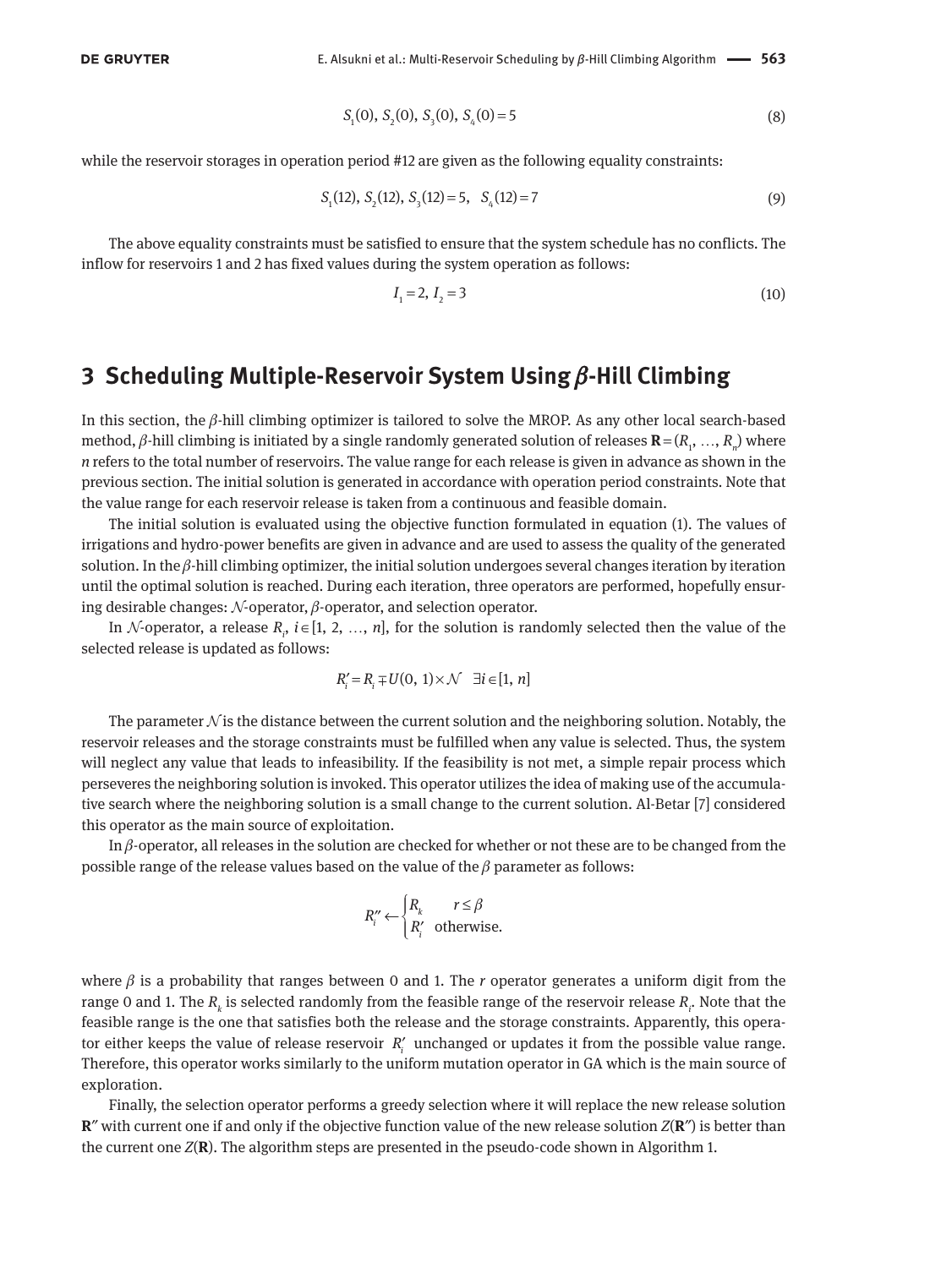$$S_1(0),\ S_2(0),\ S_3(0),\ S_4(0) = 5 \tag{8}$$

while the reservoir storages in operation period #12 are given as the following equality constraints:

$$S_1(12),\ S_2(12),\ S_3(12) = 5, \quad S_4(12) = 7 \tag{9}$$

The above equality constraints must be satisfied to ensure that the system schedule has no conflicts. The inflow for reservoirs 1 and 2 has fixed values during the system operation as follows:

$$I_1 = 2,\ I_2 = 3 \tag{10}$$

## 3 Scheduling Multiple-Reservoir System Using $\beta$-Hill Climbing

In this section, the $\beta$-hill climbing optimizer is tailored to solve the MROP. As any other local search-based method, $\beta$-hill climbing is initiated by a single randomly generated solution of releases $\mathbf{R} = (R_1, \ldots, R_n)$ where $n$ refers to the total number of reservoirs. The value range for each release is given in advance as shown in the previous section. The initial solution is generated in accordance with operation period constraints. Note that the value range for each reservoir release is taken from a continuous and feasible domain.

The initial solution is evaluated using the objective function formulated in equation (1). The values of irrigations and hydro-power benefits are given in advance and are used to assess the quality of the generated solution. In the $\beta$-hill climbing optimizer, the initial solution undergoes several changes iteration by iteration until the optimal solution is reached. During each iteration, three operators are performed, hopefully ensuring desirable changes: $\mathcal{N}$-operator, $\beta$-operator, and selection operator.

In $\mathcal{N}$-operator, a release $R_i$, $i \in [1, 2, \ldots, n]$, for the solution is randomly selected then the value of the selected release is updated as follows:

$$R_i' = R_i \mp U(0, 1) \times \mathcal{N} \quad \exists i \in [1, n]$$

The parameter $\mathcal{N}$ is the distance between the current solution and the neighboring solution. Notably, the reservoir releases and the storage constraints must be fulfilled when any value is selected. Thus, the system will neglect any value that leads to infeasibility. If the feasibility is not met, a simple repair process which perseveres the neighboring solution is invoked. This operator utilizes the idea of making use of the accumulative search where the neighboring solution is a small change to the current solution. Al-Betar [7] considered this operator as the main source of exploitation.

In $\beta$-operator, all releases in the solution are checked for whether or not these are to be changed from the possible range of the release values based on the value of the $\beta$ parameter as follows:

$$R_i'' \leftarrow \begin{cases} R_k & r \leq \beta \\ R_i' & \text{otherwise.} \end{cases}$$

where $\beta$ is a probability that ranges between 0 and 1. The $r$ operator generates a uniform digit from the range 0 and 1. The $R_k$ is selected randomly from the feasible range of the reservoir release $R_i$. Note that the feasible range is the one that satisfies both the release and the storage constraints. Apparently, this operator either keeps the value of release reservoir $R_i'$ unchanged or updates it from the possible value range. Therefore, this operator works similarly to the uniform mutation operator in GA which is the main source of exploration.

Finally, the selection operator performs a greedy selection where it will replace the new release solution $\mathbf{R}''$ with current one if and only if the objective function value of the new release solution $Z(\mathbf{R}'')$ is better than the current one $Z(\mathbf{R})$. The algorithm steps are presented in the pseudo-code shown in Algorithm 1.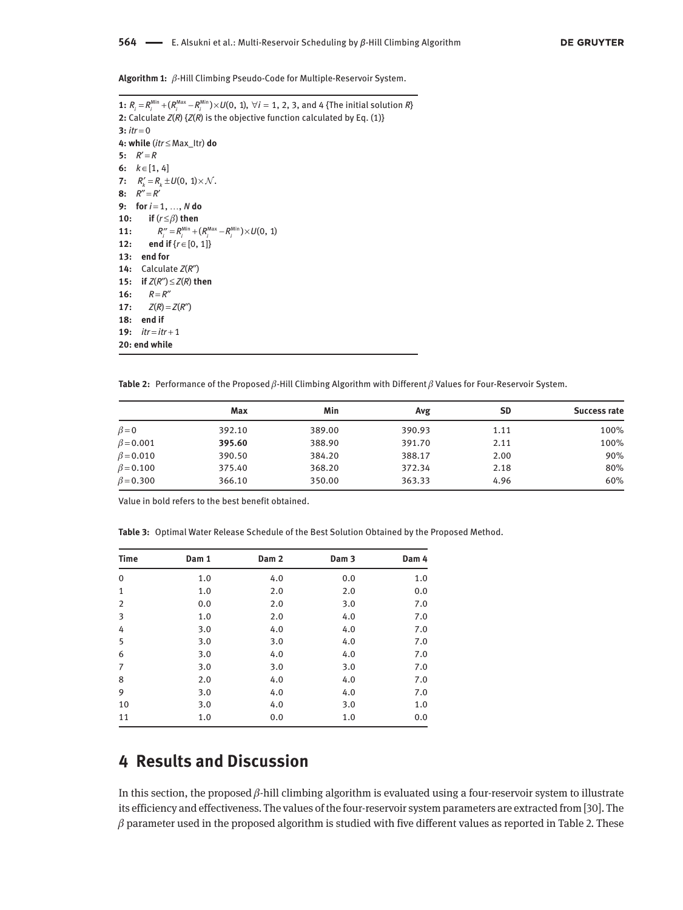**Algorithm 1:** $\beta$-Hill Climbing Pseudo-Code for Multiple-Reservoir System.

```
1: R_i = R_i^Min + (R_i^Max − R_i^Min) × U(0, 1), ∀i = 1, 2, 3, and 4 {The initial solution R}
2: Calculate Z(R) {Z(R) is the objective function calculated by Eq. (1)}
3: itr = 0
4: while (itr ≤ Max_Itr) do
5:   R′ = R
6:   k ∈ [1, 4]
7:   R′_k = R_k ± U(0, 1) × 𝒩.
8:   R″ = R′
9:   for i = 1, …, N do
10:      if (r ≤ β) then
11:         R″_i = R_i^Min + (R_i^Max − R_i^Min) × U(0, 1)
12:      end if {r ∈ [0, 1]}
13:   end for
14:   Calculate Z(R″)
15:   if Z(R″) ≤ Z(R) then
16:      R = R″
17:      Z(R) = Z(R″)
18:   end if
19:   itr = itr + 1
20: end while
```

**Table 2:** Performance of the Proposed $\beta$-Hill Climbing Algorithm with Different $\beta$ Values for Four-Reservoir System.

| | Max | Min | Avg | SD | Success rate |
|---|---|---|---|---|---|
| $\beta = 0$ | 392.10 | 389.00 | 390.93 | 1.11 | 100% |
| $\beta = 0.001$ | **395.60** | 388.90 | 391.70 | 2.11 | 100% |
| $\beta = 0.010$ | 390.50 | 384.20 | 388.17 | 2.00 | 90% |
| $\beta = 0.100$ | 375.40 | 368.20 | 372.34 | 2.18 | 80% |
| $\beta = 0.300$ | 366.10 | 350.00 | 363.33 | 4.96 | 60% |

Value in bold refers to the best benefit obtained.

**Table 3:** Optimal Water Release Schedule of the Best Solution Obtained by the Proposed Method.

| Time | Dam 1 | Dam 2 | Dam 3 | Dam 4 |
|---|---|---|---|---|
| 0 | 1.0 | 4.0 | 0.0 | 1.0 |
| 1 | 1.0 | 2.0 | 2.0 | 0.0 |
| 2 | 0.0 | 2.0 | 3.0 | 7.0 |
| 3 | 1.0 | 2.0 | 4.0 | 7.0 |
| 4 | 3.0 | 4.0 | 4.0 | 7.0 |
| 5 | 3.0 | 3.0 | 4.0 | 7.0 |
| 6 | 3.0 | 4.0 | 4.0 | 7.0 |
| 7 | 3.0 | 3.0 | 3.0 | 7.0 |
| 8 | 2.0 | 4.0 | 4.0 | 7.0 |
| 9 | 3.0 | 4.0 | 4.0 | 7.0 |
| 10 | 3.0 | 4.0 | 3.0 | 1.0 |
| 11 | 1.0 | 0.0 | 1.0 | 0.0 |

# 4 Results and Discussion

In this section, the proposed $\beta$-hill climbing algorithm is evaluated using a four-reservoir system to illustrate its efficiency and effectiveness. The values of the four-reservoir system parameters are extracted from [30]. The $\beta$ parameter used in the proposed algorithm is studied with five different values as reported in Table 2. These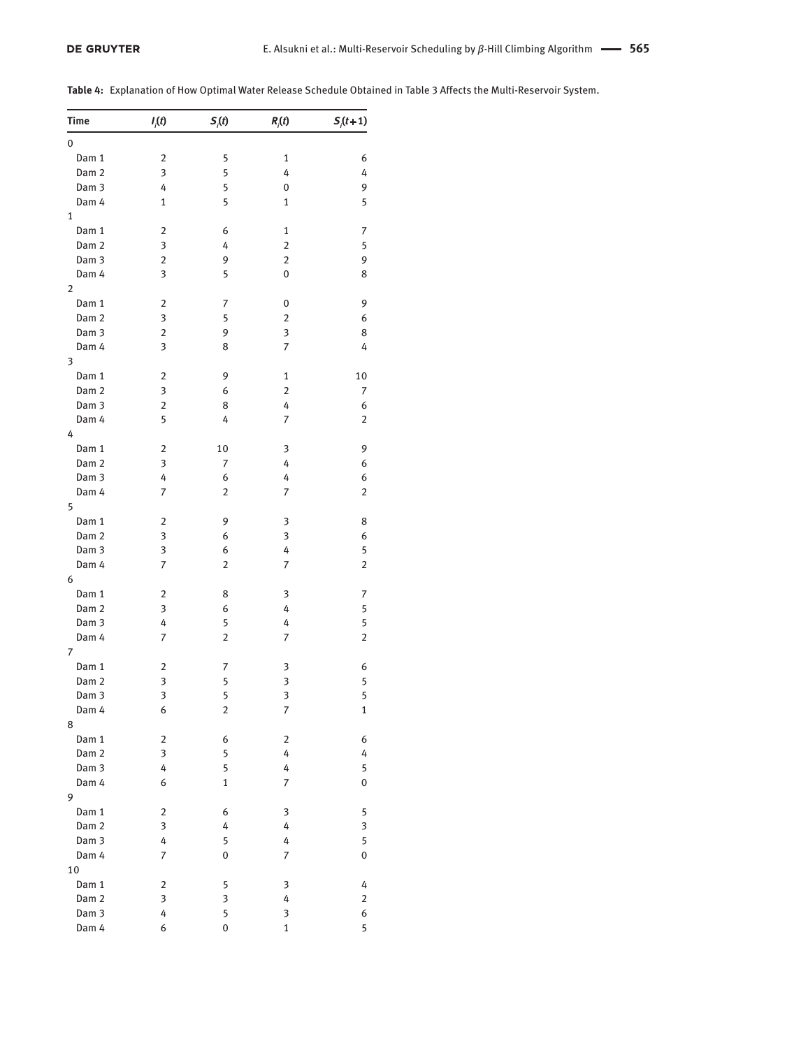**Table 4:** Explanation of How Optimal Water Release Schedule Obtained in Table 3 Affects the Multi-Reservoir System.

| Time | $I_i(t)$ | $S_i(t)$ | $R_i(t)$ | $S_i(t+1)$ |
|---|---|---|---|---|
| 0 | | | | |
| Dam 1 | 2 | 5 | 1 | 6 |
| Dam 2 | 3 | 5 | 4 | 4 |
| Dam 3 | 4 | 5 | 0 | 9 |
| Dam 4 | 1 | 5 | 1 | 5 |
| 1 | | | | |
| Dam 1 | 2 | 6 | 1 | 7 |
| Dam 2 | 3 | 4 | 2 | 5 |
| Dam 3 | 2 | 9 | 2 | 9 |
| Dam 4 | 3 | 5 | 0 | 8 |
| 2 | | | | |
| Dam 1 | 2 | 7 | 0 | 9 |
| Dam 2 | 3 | 5 | 2 | 6 |
| Dam 3 | 2 | 9 | 3 | 8 |
| Dam 4 | 3 | 8 | 7 | 4 |
| 3 | | | | |
| Dam 1 | 2 | 9 | 1 | 10 |
| Dam 2 | 3 | 6 | 2 | 7 |
| Dam 3 | 2 | 8 | 4 | 6 |
| Dam 4 | 5 | 4 | 7 | 2 |
| 4 | | | | |
| Dam 1 | 2 | 10 | 3 | 9 |
| Dam 2 | 3 | 7 | 4 | 6 |
| Dam 3 | 4 | 6 | 4 | 6 |
| Dam 4 | 7 | 2 | 7 | 2 |
| 5 | | | | |
| Dam 1 | 2 | 9 | 3 | 8 |
| Dam 2 | 3 | 6 | 3 | 6 |
| Dam 3 | 3 | 6 | 4 | 5 |
| Dam 4 | 7 | 2 | 7 | 2 |
| 6 | | | | |
| Dam 1 | 2 | 8 | 3 | 7 |
| Dam 2 | 3 | 6 | 4 | 5 |
| Dam 3 | 4 | 5 | 4 | 5 |
| Dam 4 | 7 | 2 | 7 | 2 |
| 7 | | | | |
| Dam 1 | 2 | 7 | 3 | 6 |
| Dam 2 | 3 | 5 | 3 | 5 |
| Dam 3 | 3 | 5 | 3 | 5 |
| Dam 4 | 6 | 2 | 7 | 1 |
| 8 | | | | |
| Dam 1 | 2 | 6 | 2 | 6 |
| Dam 2 | 3 | 5 | 4 | 4 |
| Dam 3 | 4 | 5 | 4 | 5 |
| Dam 4 | 6 | 1 | 7 | 0 |
| 9 | | | | |
| Dam 1 | 2 | 6 | 3 | 5 |
| Dam 2 | 3 | 4 | 4 | 3 |
| Dam 3 | 4 | 5 | 4 | 5 |
| Dam 4 | 7 | 0 | 7 | 0 |
| 10 | | | | |
| Dam 1 | 2 | 5 | 3 | 4 |
| Dam 2 | 3 | 3 | 4 | 2 |
| Dam 3 | 4 | 5 | 3 | 6 |
| Dam 4 | 6 | 0 | 1 | 5 |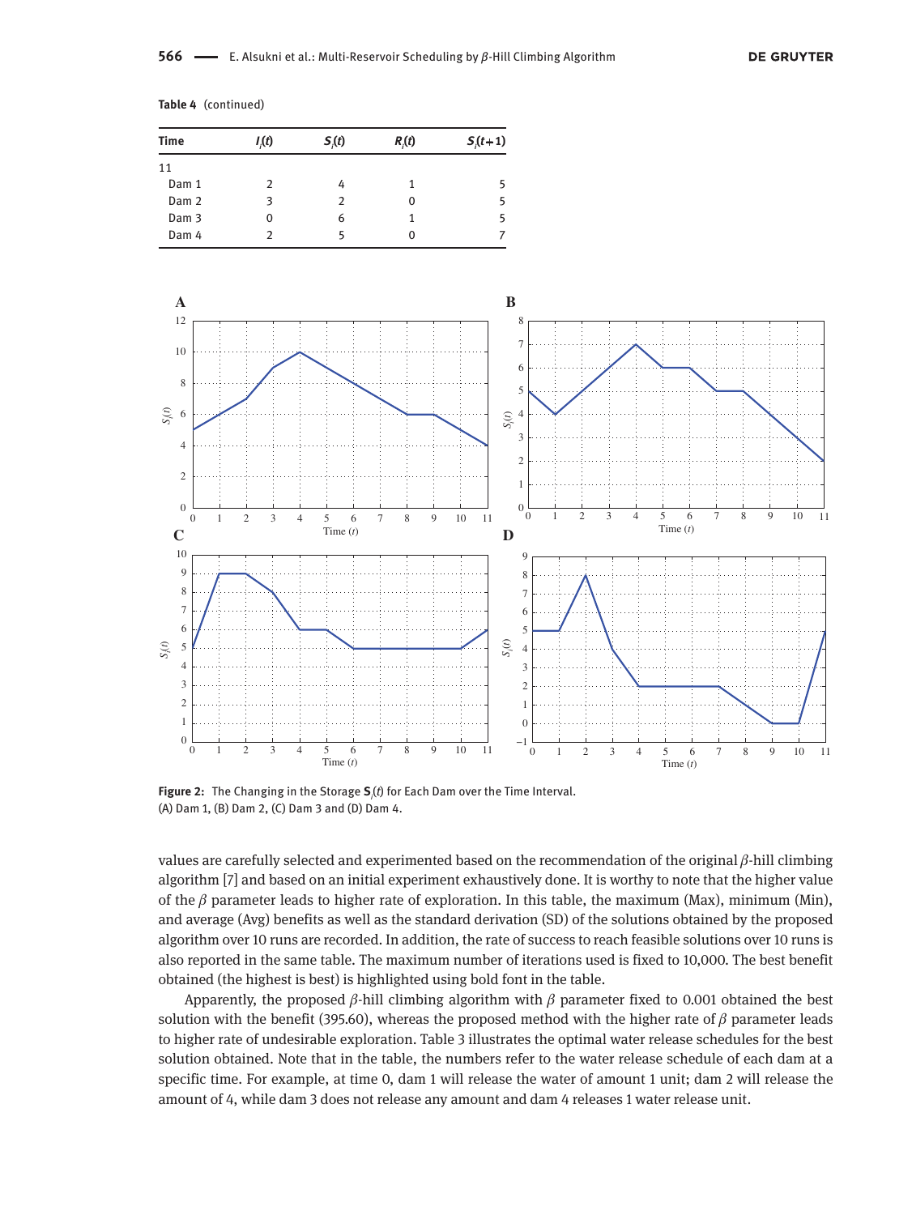**Table 4** (continued)

| Time | $I_i(t)$ | $S_i(t)$ | $R_i(t)$ | $S_i(t+1)$ |
|---|---|---|---|---|
| 11 | | | | |
| Dam 1 | 2 | 4 | 1 | 5 |
| Dam 2 | 3 | 2 | 0 | 5 |
| Dam 3 | 0 | 6 | 1 | 5 |
| Dam 4 | 2 | 5 | 0 | 7 |

**Figure 2:** The Changing in the Storage $\mathbf{S}_i(t)$ for Each Dam over the Time Interval.
(A) Dam 1, (B) Dam 2, (C) Dam 3 and (D) Dam 4.

values are carefully selected and experimented based on the recommendation of the original $\beta$-hill climbing algorithm [7] and based on an initial experiment exhaustively done. It is worthy to note that the higher value of the $\beta$ parameter leads to higher rate of exploration. In this table, the maximum (Max), minimum (Min), and average (Avg) benefits as well as the standard derivation (SD) of the solutions obtained by the proposed algorithm over 10 runs are recorded. In addition, the rate of success to reach feasible solutions over 10 runs is also reported in the same table. The maximum number of iterations used is fixed to 10,000. The best benefit obtained (the highest is best) is highlighted using bold font in the table.

Apparently, the proposed $\beta$-hill climbing algorithm with $\beta$ parameter fixed to 0.001 obtained the best solution with the benefit (395.60), whereas the proposed method with the higher rate of $\beta$ parameter leads to higher rate of undesirable exploration. Table 3 illustrates the optimal water release schedules for the best solution obtained. Note that in the table, the numbers refer to the water release schedule of each dam at a specific time. For example, at time 0, dam 1 will release the water of amount 1 unit; dam 2 will release the amount of 4, while dam 3 does not release any amount and dam 4 releases 1 water release unit.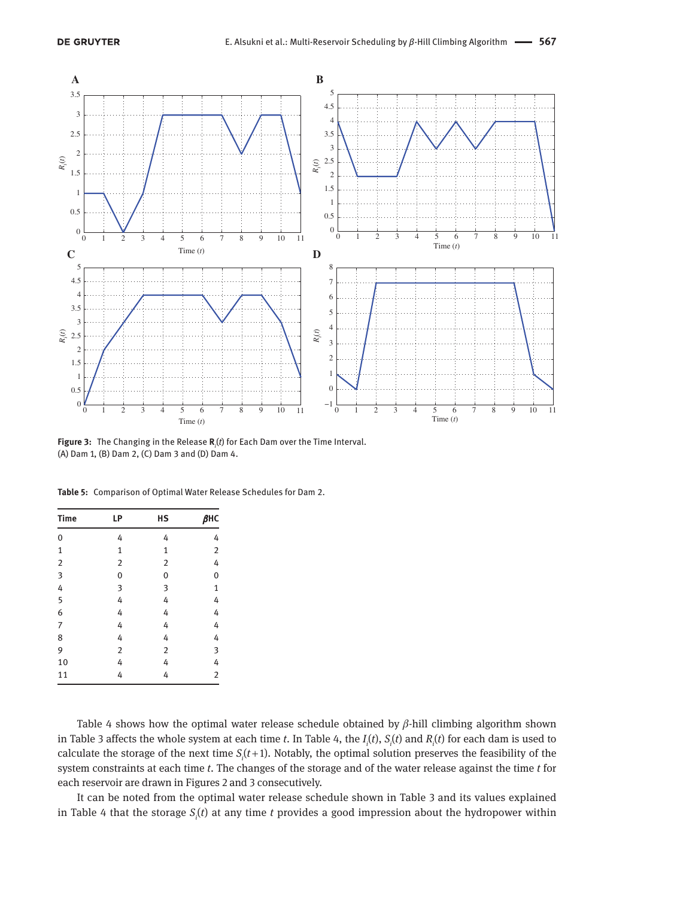**Figure 3:** The Changing in the Release $\mathbf{R}_i(t)$ for Each Dam over the Time Interval. (A) Dam 1, (B) Dam 2, (C) Dam 3 and (D) Dam 4.

**Table 5:** Comparison of Optimal Water Release Schedules for Dam 2.

| Time | LP | HS | βHC |
|---|---|---|---|
| 0 | 4 | 4 | 4 |
| 1 | 1 | 1 | 2 |
| 2 | 2 | 2 | 4 |
| 3 | 0 | 0 | 0 |
| 4 | 3 | 3 | 1 |
| 5 | 4 | 4 | 4 |
| 6 | 4 | 4 | 4 |
| 7 | 4 | 4 | 4 |
| 8 | 4 | 4 | 4 |
| 9 | 2 | 2 | 3 |
| 10 | 4 | 4 | 4 |
| 11 | 4 | 4 | 2 |

Table 4 shows how the optimal water release schedule obtained by $\beta$-hill climbing algorithm shown in Table 3 affects the whole system at each time $t$. In Table 4, the $I_i(t)$, $S_i(t)$ and $R_i(t)$ for each dam is used to calculate the storage of the next time $S_i(t+1)$. Notably, the optimal solution preserves the feasibility of the system constraints at each time $t$. The changes of the storage and of the water release against the time $t$ for each reservoir are drawn in Figures 2 and 3 consecutively.

It can be noted from the optimal water release schedule shown in Table 3 and its values explained in Table 4 that the storage $S_i(t)$ at any time $t$ provides a good impression about the hydropower within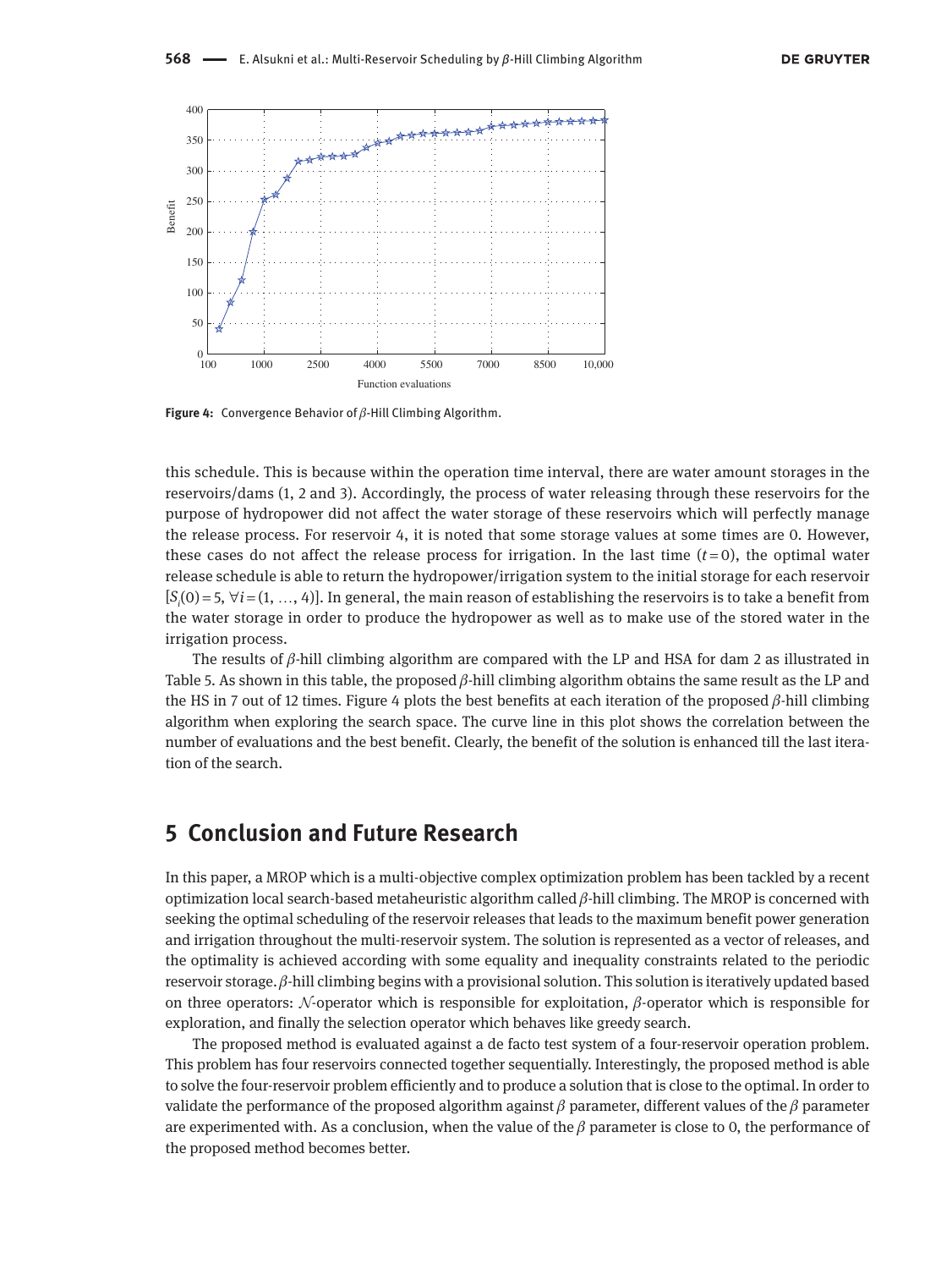**Figure 4:** Convergence Behavior of $\beta$-Hill Climbing Algorithm.

this schedule. This is because within the operation time interval, there are water amount storages in the reservoirs/dams (1, 2 and 3). Accordingly, the process of water releasing through these reservoirs for the purpose of hydropower did not affect the water storage of these reservoirs which will perfectly manage the release process. For reservoir 4, it is noted that some storage values at some times are 0. However, these cases do not affect the release process for irrigation. In the last time ($t=0$), the optimal water release schedule is able to return the hydropower/irrigation system to the initial storage for each reservoir [$S_i(0)=5, \forall i=(1, \ldots, 4)$]. In general, the main reason of establishing the reservoirs is to take a benefit from the water storage in order to produce the hydropower as well as to make use of the stored water in the irrigation process.

The results of $\beta$-hill climbing algorithm are compared with the LP and HSA for dam 2 as illustrated in Table 5. As shown in this table, the proposed $\beta$-hill climbing algorithm obtains the same result as the LP and the HS in 7 out of 12 times. Figure 4 plots the best benefits at each iteration of the proposed $\beta$-hill climbing algorithm when exploring the search space. The curve line in this plot shows the correlation between the number of evaluations and the best benefit. Clearly, the benefit of the solution is enhanced till the last iteration of the search.

## 5 Conclusion and Future Research

In this paper, a MROP which is a multi-objective complex optimization problem has been tackled by a recent optimization local search-based metaheuristic algorithm called $\beta$-hill climbing. The MROP is concerned with seeking the optimal scheduling of the reservoir releases that leads to the maximum benefit power generation and irrigation throughout the multi-reservoir system. The solution is represented as a vector of releases, and the optimality is achieved according with some equality and inequality constraints related to the periodic reservoir storage. $\beta$-hill climbing begins with a provisional solution. This solution is iteratively updated based on three operators: $\mathcal{N}$-operator which is responsible for exploitation, $\beta$-operator which is responsible for exploration, and finally the selection operator which behaves like greedy search.

The proposed method is evaluated against a de facto test system of a four-reservoir operation problem. This problem has four reservoirs connected together sequentially. Interestingly, the proposed method is able to solve the four-reservoir problem efficiently and to produce a solution that is close to the optimal. In order to validate the performance of the proposed algorithm against $\beta$ parameter, different values of the $\beta$ parameter are experimented with. As a conclusion, when the value of the $\beta$ parameter is close to 0, the performance of the proposed method becomes better.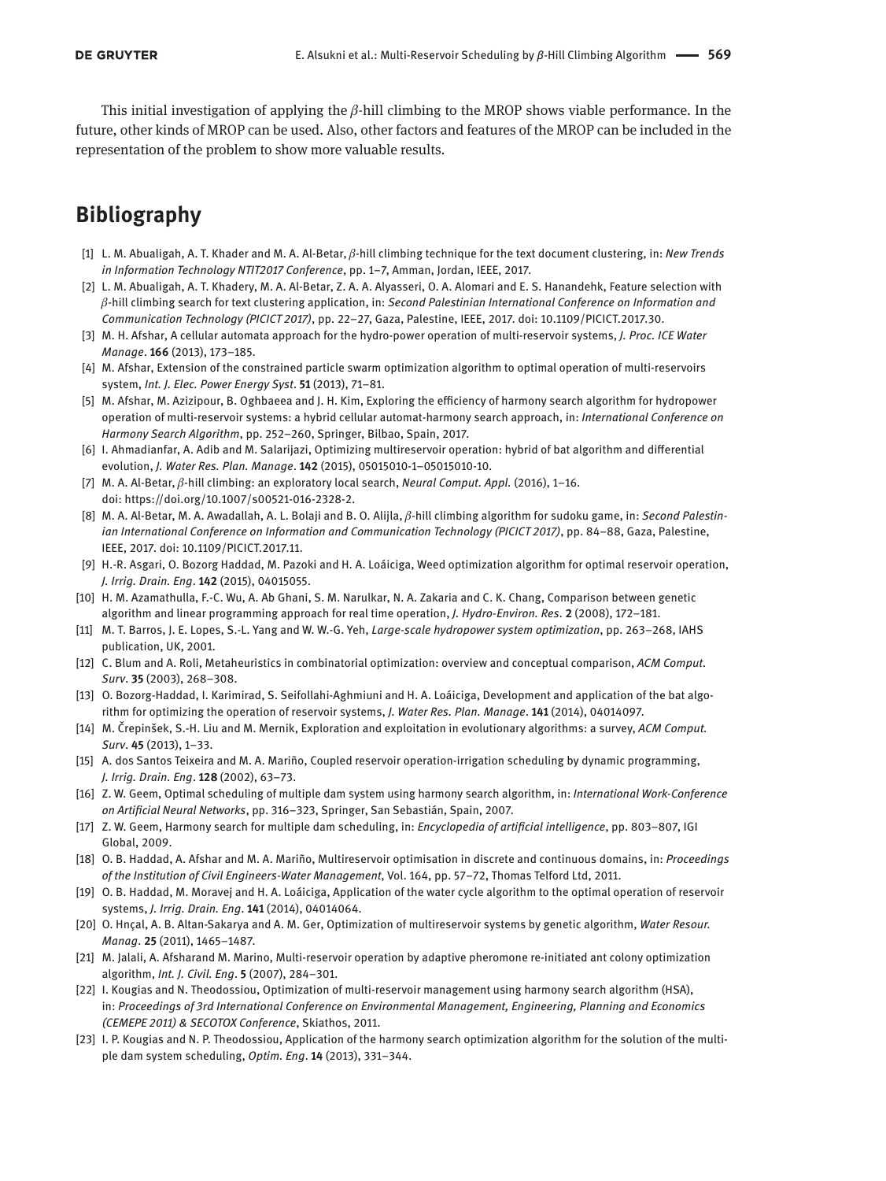This initial investigation of applying the $\beta$-hill climbing to the MROP shows viable performance. In the future, other kinds of MROP can be used. Also, other factors and features of the MROP can be included in the representation of the problem to show more valuable results.

## Bibliography

[1] L. M. Abualigah, A. T. Khader and M. A. Al-Betar, $\beta$-hill climbing technique for the text document clustering, in: *New Trends in Information Technology NTIT2017 Conference*, pp. 1–7, Amman, Jordan, IEEE, 2017.

[2] L. M. Abualigah, A. T. Khadery, M. A. Al-Betar, Z. A. A. Alyasseri, O. A. Alomari and E. S. Hanandehk, Feature selection with $\beta$-hill climbing search for text clustering application, in: *Second Palestinian International Conference on Information and Communication Technology (PICICT 2017)*, pp. 22–27, Gaza, Palestine, IEEE, 2017. doi: 10.1109/PICICT.2017.30.

[3] M. H. Afshar, A cellular automata approach for the hydro-power operation of multi-reservoir systems, *J. Proc. ICE Water Manage*. **166** (2013), 173–185.

[4] M. Afshar, Extension of the constrained particle swarm optimization algorithm to optimal operation of multi-reservoirs system, *Int. J. Elec. Power Energy Syst*. **51** (2013), 71–81.

[5] M. Afshar, M. Azizipour, B. Oghbaeea and J. H. Kim, Exploring the efficiency of harmony search algorithm for hydropower operation of multi-reservoir systems: a hybrid cellular automat-harmony search approach, in: *International Conference on Harmony Search Algorithm*, pp. 252–260, Springer, Bilbao, Spain, 2017.

[6] I. Ahmadianfar, A. Adib and M. Salarijazi, Optimizing multireservoir operation: hybrid of bat algorithm and differential evolution, *J. Water Res. Plan. Manage*. **142** (2015), 05015010-1–05015010-10.

[7] M. A. Al-Betar, $\beta$-hill climbing: an exploratory local search, *Neural Comput. Appl.* (2016), 1–16. doi: https://doi.org/10.1007/s00521-016-2328-2.

[8] M. A. Al-Betar, M. A. Awadallah, A. L. Bolaji and B. O. Alijla, $\beta$-hill climbing algorithm for sudoku game, in: *Second Palestinian International Conference on Information and Communication Technology (PICICT 2017)*, pp. 84–88, Gaza, Palestine, IEEE, 2017. doi: 10.1109/PICICT.2017.11.

[9] H.-R. Asgari, O. Bozorg Haddad, M. Pazoki and H. A. Loáiciga, Weed optimization algorithm for optimal reservoir operation, *J. Irrig. Drain. Eng*. **142** (2015), 04015055.

[10] H. M. Azamathulla, F.-C. Wu, A. Ab Ghani, S. M. Narulkar, N. A. Zakaria and C. K. Chang, Comparison between genetic algorithm and linear programming approach for real time operation, *J. Hydro-Environ. Res*. **2** (2008), 172–181.

[11] M. T. Barros, J. E. Lopes, S.-L. Yang and W. W.-G. Yeh, *Large-scale hydropower system optimization*, pp. 263–268, IAHS publication, UK, 2001.

[12] C. Blum and A. Roli, Metaheuristics in combinatorial optimization: overview and conceptual comparison, *ACM Comput. Surv*. **35** (2003), 268–308.

[13] O. Bozorg-Haddad, I. Karimirad, S. Seifollahi-Aghmiuni and H. A. Loáiciga, Development and application of the bat algorithm for optimizing the operation of reservoir systems, *J. Water Res. Plan. Manage*. **141** (2014), 04014097.

[14] M. Črepinšek, S.-H. Liu and M. Mernik, Exploration and exploitation in evolutionary algorithms: a survey, *ACM Comput. Surv*. **45** (2013), 1–33.

[15] A. dos Santos Teixeira and M. A. Mariño, Coupled reservoir operation-irrigation scheduling by dynamic programming, *J. Irrig. Drain. Eng*. **128** (2002), 63–73.

[16] Z. W. Geem, Optimal scheduling of multiple dam system using harmony search algorithm, in: *International Work-Conference on Artificial Neural Networks*, pp. 316–323, Springer, San Sebastián, Spain, 2007.

[17] Z. W. Geem, Harmony search for multiple dam scheduling, in: *Encyclopedia of artificial intelligence*, pp. 803–807, IGI Global, 2009.

[18] O. B. Haddad, A. Afshar and M. A. Mariño, Multireservoir optimisation in discrete and continuous domains, in: *Proceedings of the Institution of Civil Engineers-Water Management*, Vol. 164, pp. 57–72, Thomas Telford Ltd, 2011.

[19] O. B. Haddad, M. Moravej and H. A. Loáiciga, Application of the water cycle algorithm to the optimal operation of reservoir systems, *J. Irrig. Drain. Eng*. **141** (2014), 04014064.

[20] O. Hnçal, A. B. Altan-Sakarya and A. M. Ger, Optimization of multireservoir systems by genetic algorithm, *Water Resour. Manag*. **25** (2011), 1465–1487.

[21] M. Jalali, A. Afsharand M. Marino, Multi-reservoir operation by adaptive pheromone re-initiated ant colony optimization algorithm, *Int. J. Civil. Eng*. **5** (2007), 284–301.

[22] I. Kougias and N. Theodossiou, Optimization of multi-reservoir management using harmony search algorithm (HSA), in: *Proceedings of 3rd International Conference on Environmental Management, Engineering, Planning and Economics (CEMEPE 2011) & SECOTOX Conference*, Skiathos, 2011.

[23] I. P. Kougias and N. P. Theodossiou, Application of the harmony search optimization algorithm for the solution of the multiple dam system scheduling, *Optim. Eng*. **14** (2013), 331–344.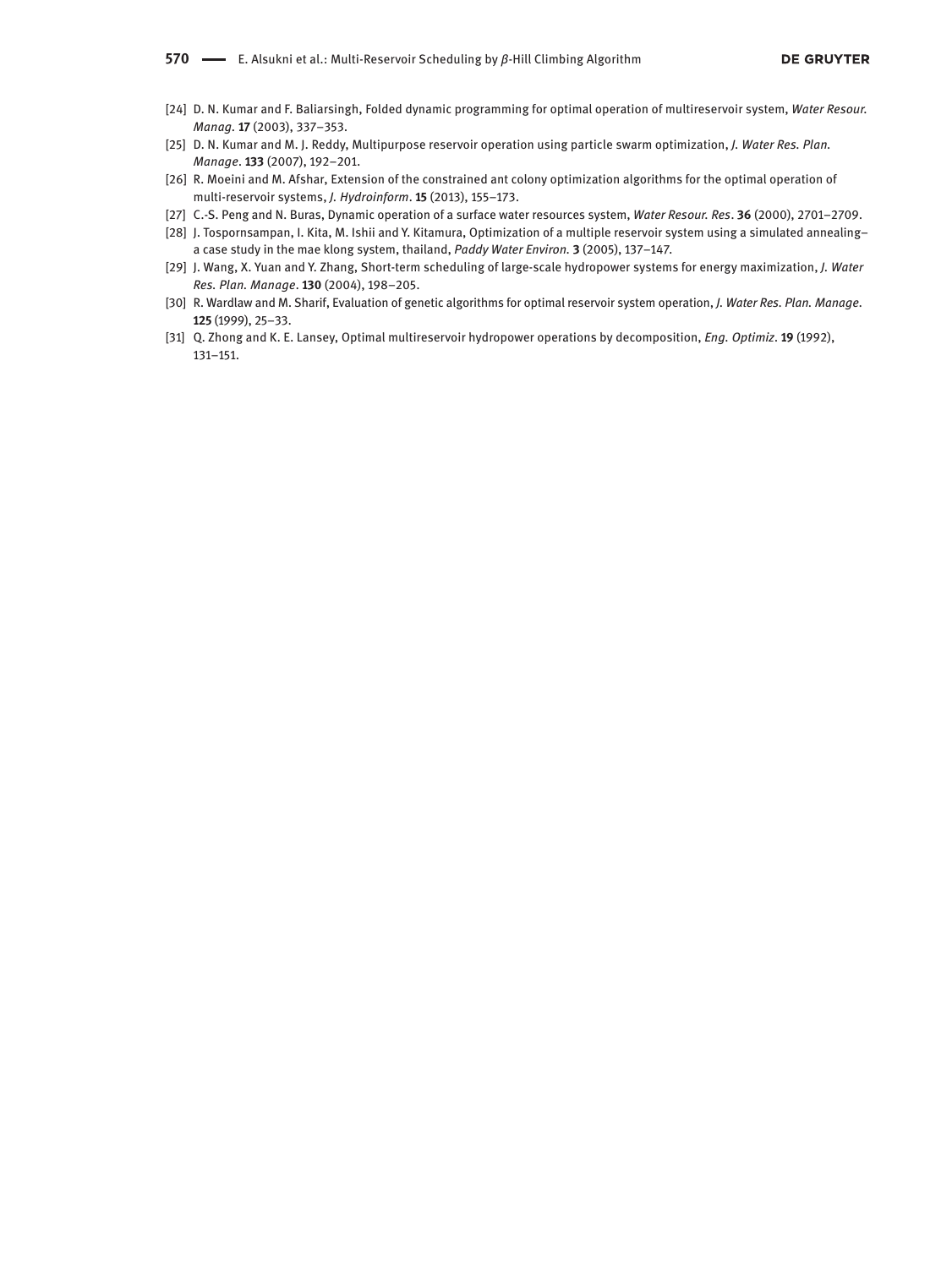[24] D. N. Kumar and F. Baliarsingh, Folded dynamic programming for optimal operation of multireservoir system, *Water Resour. Manag.* **17** (2003), 337–353.

[25] D. N. Kumar and M. J. Reddy, Multipurpose reservoir operation using particle swarm optimization, *J. Water Res. Plan. Manage*. **133** (2007), 192–201.

[26] R. Moeini and M. Afshar, Extension of the constrained ant colony optimization algorithms for the optimal operation of multi-reservoir systems, *J. Hydroinform*. **15** (2013), 155–173.

[27] C.-S. Peng and N. Buras, Dynamic operation of a surface water resources system, *Water Resour. Res*. **36** (2000), 2701–2709.

[28] J. Tospornsampan, I. Kita, M. Ishii and Y. Kitamura, Optimization of a multiple reservoir system using a simulated annealing–a case study in the mae klong system, thailand, *Paddy Water Environ.* **3** (2005), 137–147.

[29] J. Wang, X. Yuan and Y. Zhang, Short-term scheduling of large-scale hydropower systems for energy maximization, *J. Water Res. Plan. Manage*. **130** (2004), 198–205.

[30] R. Wardlaw and M. Sharif, Evaluation of genetic algorithms for optimal reservoir system operation, *J. Water Res. Plan. Manage*. **125** (1999), 25–33.

[31] Q. Zhong and K. E. Lansey, Optimal multireservoir hydropower operations by decomposition, *Eng. Optimiz*. **19** (1992), 131–151.